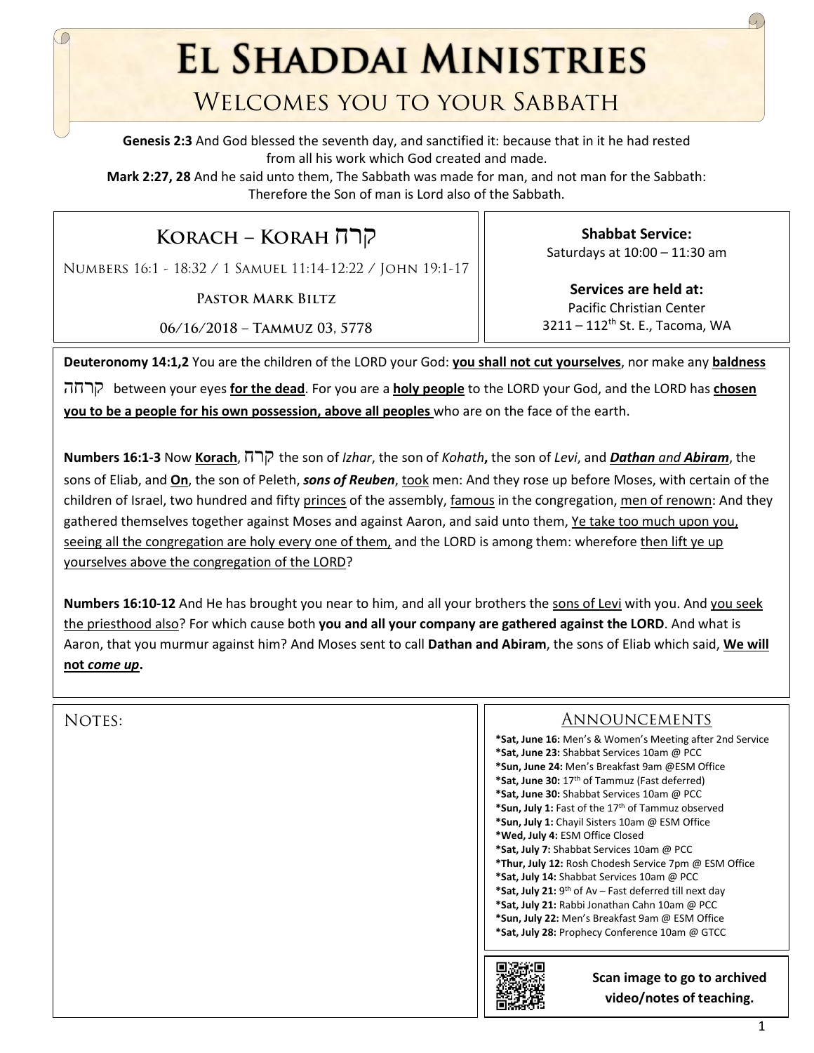# El Shaddai Ministries

## Welcomes you to your Sabbath

**Genesis 2:3** And God blessed the seventh day, and sanctified it: because that in it he had rested from all his work which God created and made.

**Mark 2:27, 28** And he said unto them, The Sabbath was made for man, and not man for the Sabbath: Therefore the Son of man is Lord also of the Sabbath.

## Korach – Korah קרח

Numbers 16:1 - 18:32 / 1 Samuel 11:14-12:22 / John 19:1-17

**Pastor Mark Biltz**

06/16/2018 – Tammuz 03, 5778

**Shabbat Service:**
Saturdays at 10:00 – 11:30 am

**Services are held at:**
Pacific Christian Center
3211 – 112th St. E., Tacoma, WA

**Deuteronomy 14:1,2** You are the children of the LORD your God: **you shall not cut yourselves**, nor make any **baldness** קרחה between your eyes **for the dead**. For you are a **holy people** to the LORD your God, and the LORD has **chosen you to be a people for his own possession, above all peoples** who are on the face of the earth.

**Numbers 16:1-3** Now **Korach**, קרח the son of *Izhar*, the son of *Kohath***,** the son of *Levi*, and ***Dathan** and **Abiram***, the sons of Eliab, and **On**, the son of Peleth, ***sons of Reuben***, took men: And they rose up before Moses, with certain of the children of Israel, two hundred and fifty princes of the assembly, famous in the congregation, men of renown: And they gathered themselves together against Moses and against Aaron, and said unto them, Ye take too much upon you, seeing all the congregation are holy every one of them, and the LORD is among them: wherefore then lift ye up yourselves above the congregation of the LORD?

**Numbers 16:10-12** And He has brought you near to him, and all your brothers the sons of Levi with you. And you seek the priesthood also? For which cause both **you and all your company are gathered against the LORD**. And what is Aaron, that you murmur against him? And Moses sent to call **Dathan and Abiram**, the sons of Eliab which said, **We will not *come up*.**

Notes:

## Announcements

- **Sat, June 16:** Men's & Women's Meeting after 2nd Service
- **Sat, June 23:** Shabbat Services 10am @ PCC
- **Sun, June 24:** Men's Breakfast 9am @ESM Office
- **Sat, June 30:** 17th of Tammuz (Fast deferred)
- **Sat, June 30:** Shabbat Services 10am @ PCC
- **Sun, July 1:** Fast of the 17th of Tammuz observed
- **Sun, July 1:** Chayil Sisters 10am @ ESM Office
- **Wed, July 4:** ESM Office Closed
- **Sat, July 7:** Shabbat Services 10am @ PCC
- **Thur, July 12:** Rosh Chodesh Service 7pm @ ESM Office
- **Sat, July 14:** Shabbat Services 10am @ PCC
- **Sat, July 21:** 9th of Av – Fast deferred till next day
- **Sat, July 21:** Rabbi Jonathan Cahn 10am @ PCC
- **Sun, July 22:** Men's Breakfast 9am @ ESM Office
- **Sat, July 28:** Prophecy Conference 10am @ GTCC

**Scan image to go to archived video/notes of teaching.**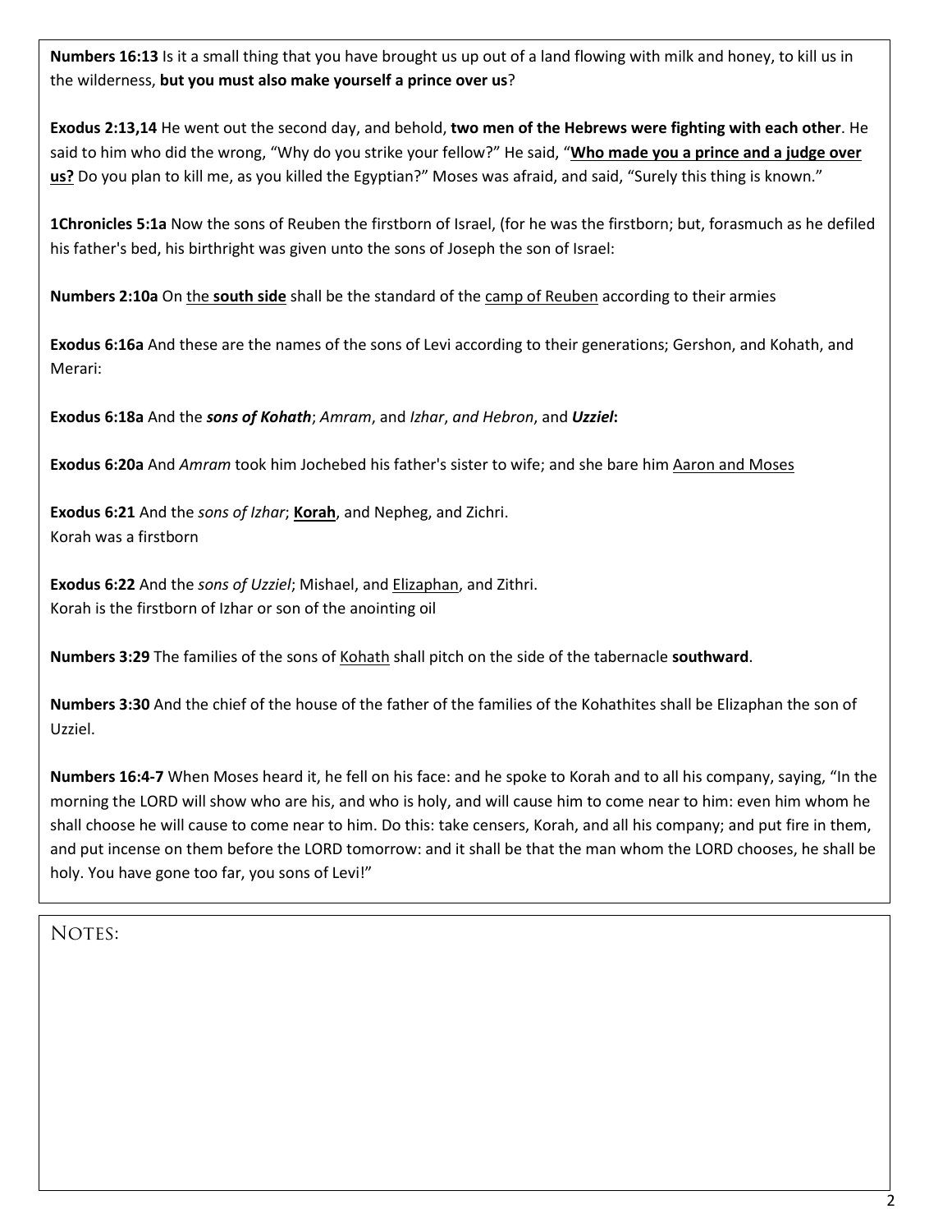**Numbers 16:13** Is it a small thing that you have brought us up out of a land flowing with milk and honey, to kill us in the wilderness, **but you must also make yourself a prince over us**?

**Exodus 2:13,14** He went out the second day, and behold, **two men of the Hebrews were fighting with each other**. He said to him who did the wrong, "Why do you strike your fellow?" He said, "**<u>Who made you a prince and a judge over us?</u>** Do you plan to kill me, as you killed the Egyptian?" Moses was afraid, and said, "Surely this thing is known."

**1Chronicles 5:1a** Now the sons of Reuben the firstborn of Israel, (for he was the firstborn; but, forasmuch as he defiled his father's bed, his birthright was given unto the sons of Joseph the son of Israel:

**Numbers 2:10a** On <u>the **south side**</u> shall be the standard of the <u>camp of Reuben</u> according to their armies

**Exodus 6:16a** And these are the names of the sons of Levi according to their generations; Gershon, and Kohath, and Merari:

**Exodus 6:18a** And the ***sons of Kohath***; *Amram*, and *Izhar*, *and Hebron*, and ***Uzziel*:**

**Exodus 6:20a** And *Amram* took him Jochebed his father's sister to wife; and she bare him <u>Aaron and Moses</u>

**Exodus 6:21** And the *sons of Izhar*; **<u>Korah</u>**, and Nepheg, and Zichri.
Korah was a firstborn

**Exodus 6:22** And the *sons of Uzziel*; Mishael, and <u>Elizaphan</u>, and Zithri.
Korah is the firstborn of Izhar or son of the anointing oil

**Numbers 3:29** The families of the sons of <u>Kohath</u> shall pitch on the side of the tabernacle **southward**.

**Numbers 3:30** And the chief of the house of the father of the families of the Kohathites shall be Elizaphan the son of Uzziel.

**Numbers 16:4-7** When Moses heard it, he fell on his face: and he spoke to Korah and to all his company, saying, "In the morning the LORD will show who are his, and who is holy, and will cause him to come near to him: even him whom he shall choose he will cause to come near to him. Do this: take censers, Korah, and all his company; and put fire in them, and put incense on them before the LORD tomorrow: and it shall be that the man whom the LORD chooses, he shall be holy. You have gone too far, you sons of Levi!"

NOTES: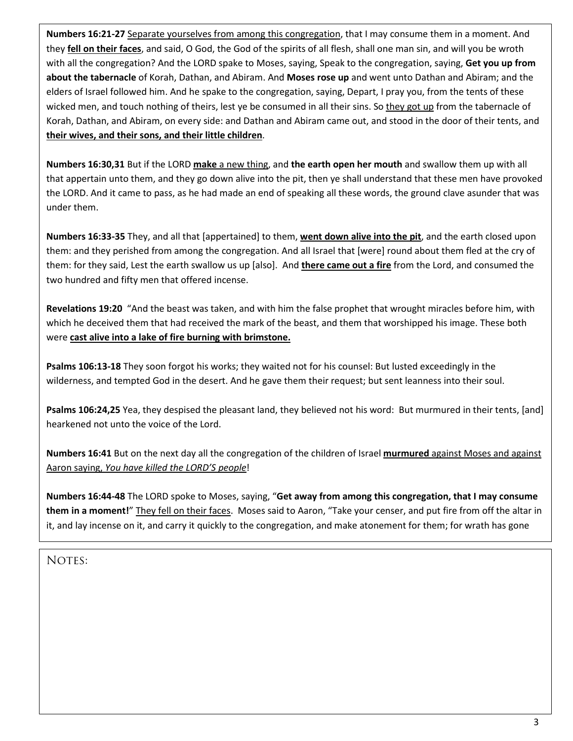**Numbers 16:21-27** <u>Separate yourselves from among this congregation</u>, that I may consume them in a moment. And they **<u>fell on their faces</u>**, and said, O God, the God of the spirits of all flesh, shall one man sin, and will you be wroth with all the congregation? And the LORD spake to Moses, saying, Speak to the congregation, saying, **Get you up from about the tabernacle** of Korah, Dathan, and Abiram. And **Moses rose up** and went unto Dathan and Abiram; and the elders of Israel followed him. And he spake to the congregation, saying, Depart, I pray you, from the tents of these wicked men, and touch nothing of theirs, lest ye be consumed in all their sins. So <u>they got up</u> from the tabernacle of Korah, Dathan, and Abiram, on every side: and Dathan and Abiram came out, and stood in the door of their tents, and **<u>their wives, and their sons, and their little children</u>**.

**Numbers 16:30,31** But if the LORD **<u>make</u>** <u>a new thing</u>, and **the earth open her mouth** and swallow them up with all that appertain unto them, and they go down alive into the pit, then ye shall understand that these men have provoked the LORD. And it came to pass, as he had made an end of speaking all these words, the ground clave asunder that was under them.

**Numbers 16:33-35** They, and all that [appertained] to them, **<u>went down alive into the pit</u>**, and the earth closed upon them: and they perished from among the congregation. And all Israel that [were] round about them fled at the cry of them: for they said, Lest the earth swallow us up [also]. And **<u>there came out a fire</u>** from the Lord, and consumed the two hundred and fifty men that offered incense.

**Revelations 19:20** "And the beast was taken, and with him the false prophet that wrought miracles before him, with which he deceived them that had received the mark of the beast, and them that worshipped his image. These both were **<u>cast alive into a lake of fire burning with brimstone.</u>**

**Psalms 106:13-18** They soon forgot his works; they waited not for his counsel: But lusted exceedingly in the wilderness, and tempted God in the desert. And he gave them their request; but sent leanness into their soul.

**Psalms 106:24,25** Yea, they despised the pleasant land, they believed not his word: But murmured in their tents, [and] hearkened not unto the voice of the Lord.

**Numbers 16:41** But on the next day all the congregation of the children of Israel **<u>murmured</u>** <u>against Moses and against Aaron saying, *You have killed the LORD'S people*</u>!

**Numbers 16:44-48** The LORD spoke to Moses, saying, "**Get away from among this congregation, that I may consume them in a moment!**" <u>They fell on their faces</u>. Moses said to Aaron, "Take your censer, and put fire from off the altar in it, and lay incense on it, and carry it quickly to the congregation, and make atonement for them; for wrath has gone

NOTES: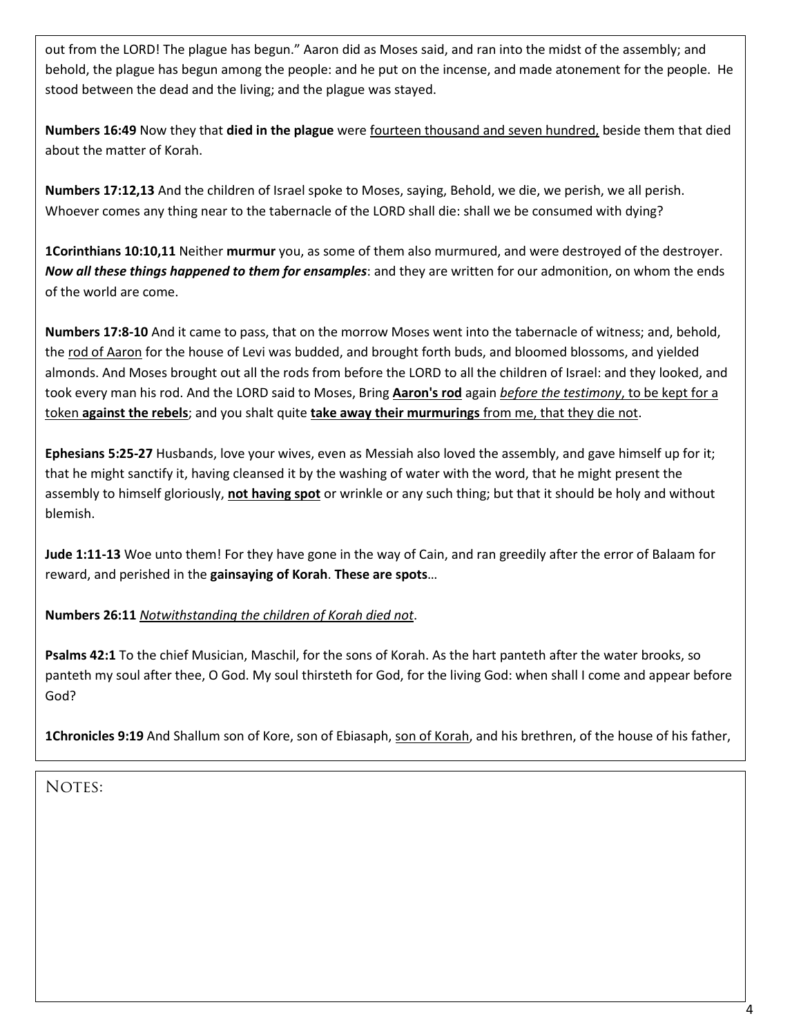out from the LORD! The plague has begun." Aaron did as Moses said, and ran into the midst of the assembly; and behold, the plague has begun among the people: and he put on the incense, and made atonement for the people. He stood between the dead and the living; and the plague was stayed.

**Numbers 16:49** Now they that **died in the plague** were <u>fourteen thousand and seven hundred,</u> beside them that died about the matter of Korah.

**Numbers 17:12,13** And the children of Israel spoke to Moses, saying, Behold, we die, we perish, we all perish. Whoever comes any thing near to the tabernacle of the LORD shall die: shall we be consumed with dying?

**1Corinthians 10:10,11** Neither **murmur** you, as some of them also murmured, and were destroyed of the destroyer. ***Now all these things happened to them for ensamples***: and they are written for our admonition, on whom the ends of the world are come.

**Numbers 17:8-10** And it came to pass, that on the morrow Moses went into the tabernacle of witness; and, behold, the <u>rod of Aaron</u> for the house of Levi was budded, and brought forth buds, and bloomed blossoms, and yielded almonds. And Moses brought out all the rods from before the LORD to all the children of Israel: and they looked, and took every man his rod. And the LORD said to Moses, Bring <u>**Aaron's rod**</u> again <u>*before the testimony*, to be kept for a token **against the rebels**</u>; and you shalt quite <u>**take away their murmurings** from me, that they die not</u>.

**Ephesians 5:25-27** Husbands, love your wives, even as Messiah also loved the assembly, and gave himself up for it; that he might sanctify it, having cleansed it by the washing of water with the word, that he might present the assembly to himself gloriously, <u>**not having spot**</u> or wrinkle or any such thing; but that it should be holy and without blemish.

**Jude 1:11-13** Woe unto them! For they have gone in the way of Cain, and ran greedily after the error of Balaam for reward, and perished in the **gainsaying of Korah**. **These are spots**…

**Numbers 26:11** <u>*Notwithstanding the children of Korah died not*</u>.

**Psalms 42:1** To the chief Musician, Maschil, for the sons of Korah. As the hart panteth after the water brooks, so panteth my soul after thee, O God. My soul thirsteth for God, for the living God: when shall I come and appear before God?

**1Chronicles 9:19** And Shallum son of Kore, son of Ebiasaph, <u>son of Korah</u>, and his brethren, of the house of his father,

NOTES: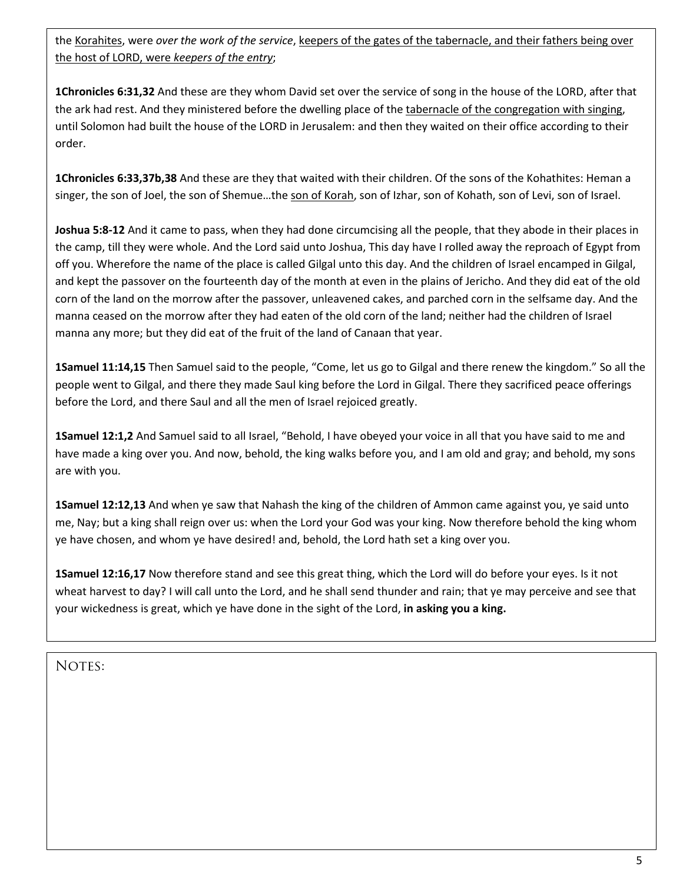the <u>Korahites</u>, were *over the work of the service*, <u>keepers of the gates of the tabernacle, and their fathers being over the host of LORD, were *keepers of the entry*</u>;

**1Chronicles 6:31,32** And these are they whom David set over the service of song in the house of the LORD, after that the ark had rest. And they ministered before the dwelling place of the <u>tabernacle of the congregation with singing</u>, until Solomon had built the house of the LORD in Jerusalem: and then they waited on their office according to their order.

**1Chronicles 6:33,37b,38** And these are they that waited with their children. Of the sons of the Kohathites: Heman a singer, the son of Joel, the son of Shemue…the <u>son of Korah</u>, son of Izhar, son of Kohath, son of Levi, son of Israel.

**Joshua 5:8-12** And it came to pass, when they had done circumcising all the people, that they abode in their places in the camp, till they were whole. And the Lord said unto Joshua, This day have I rolled away the reproach of Egypt from off you. Wherefore the name of the place is called Gilgal unto this day. And the children of Israel encamped in Gilgal, and kept the passover on the fourteenth day of the month at even in the plains of Jericho. And they did eat of the old corn of the land on the morrow after the passover, unleavened cakes, and parched corn in the selfsame day. And the manna ceased on the morrow after they had eaten of the old corn of the land; neither had the children of Israel manna any more; but they did eat of the fruit of the land of Canaan that year.

**1Samuel 11:14,15** Then Samuel said to the people, "Come, let us go to Gilgal and there renew the kingdom." So all the people went to Gilgal, and there they made Saul king before the Lord in Gilgal. There they sacrificed peace offerings before the Lord, and there Saul and all the men of Israel rejoiced greatly.

**1Samuel 12:1,2** And Samuel said to all Israel, "Behold, I have obeyed your voice in all that you have said to me and have made a king over you. And now, behold, the king walks before you, and I am old and gray; and behold, my sons are with you.

**1Samuel 12:12,13** And when ye saw that Nahash the king of the children of Ammon came against you, ye said unto me, Nay; but a king shall reign over us: when the Lord your God was your king. Now therefore behold the king whom ye have chosen, and whom ye have desired! and, behold, the Lord hath set a king over you.

**1Samuel 12:16,17** Now therefore stand and see this great thing, which the Lord will do before your eyes. Is it not wheat harvest to day? I will call unto the Lord, and he shall send thunder and rain; that ye may perceive and see that your wickedness is great, which ye have done in the sight of the Lord, **in asking you a king.**

NOTES: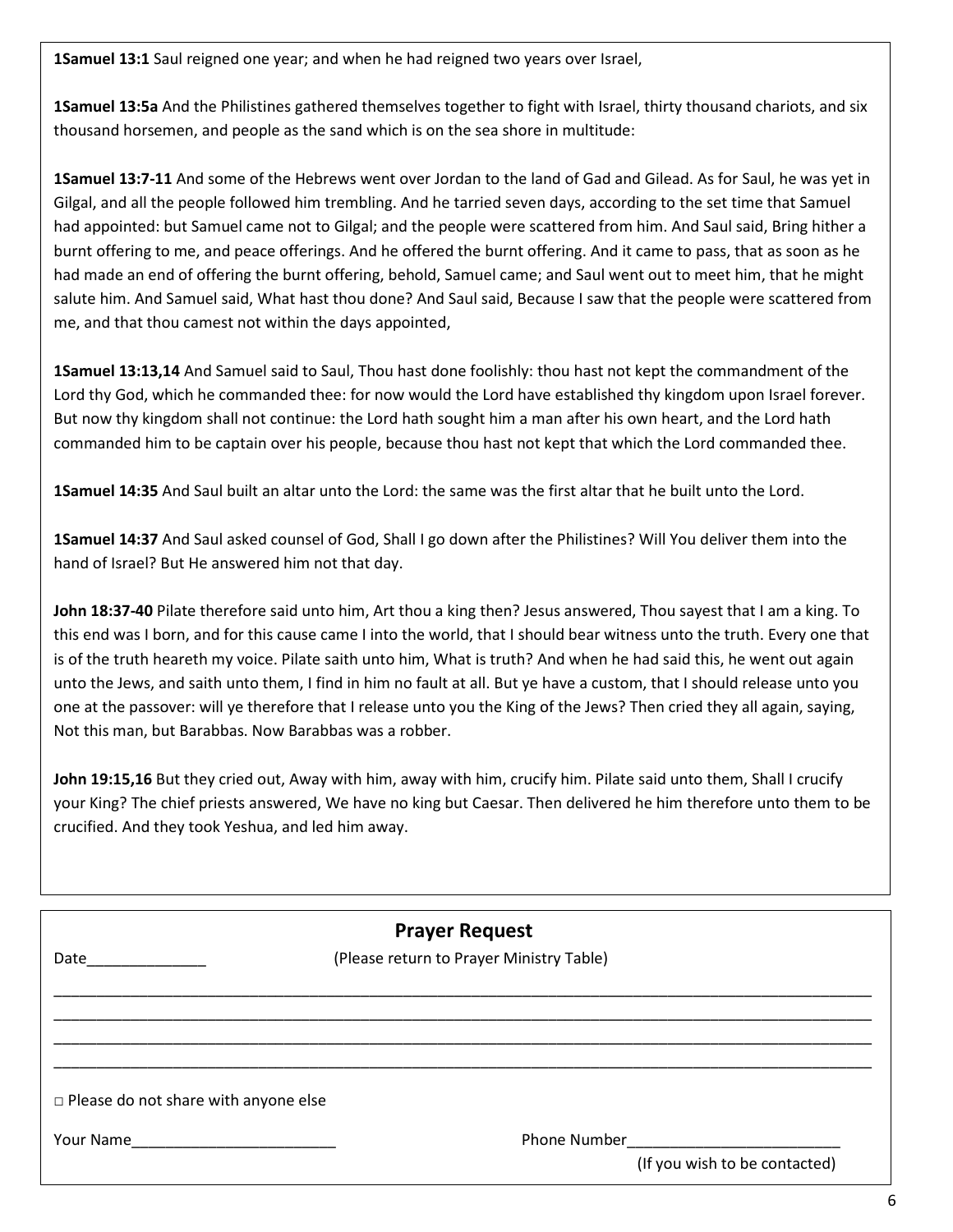**1Samuel 13:1** Saul reigned one year; and when he had reigned two years over Israel,

**1Samuel 13:5a** And the Philistines gathered themselves together to fight with Israel, thirty thousand chariots, and six thousand horsemen, and people as the sand which is on the sea shore in multitude:

**1Samuel 13:7-11** And some of the Hebrews went over Jordan to the land of Gad and Gilead. As for Saul, he was yet in Gilgal, and all the people followed him trembling. And he tarried seven days, according to the set time that Samuel had appointed: but Samuel came not to Gilgal; and the people were scattered from him. And Saul said, Bring hither a burnt offering to me, and peace offerings. And he offered the burnt offering. And it came to pass, that as soon as he had made an end of offering the burnt offering, behold, Samuel came; and Saul went out to meet him, that he might salute him. And Samuel said, What hast thou done? And Saul said, Because I saw that the people were scattered from me, and that thou camest not within the days appointed,

**1Samuel 13:13,14** And Samuel said to Saul, Thou hast done foolishly: thou hast not kept the commandment of the Lord thy God, which he commanded thee: for now would the Lord have established thy kingdom upon Israel forever. But now thy kingdom shall not continue: the Lord hath sought him a man after his own heart, and the Lord hath commanded him to be captain over his people, because thou hast not kept that which the Lord commanded thee.

**1Samuel 14:35** And Saul built an altar unto the Lord: the same was the first altar that he built unto the Lord.

**1Samuel 14:37** And Saul asked counsel of God, Shall I go down after the Philistines? Will You deliver them into the hand of Israel? But He answered him not that day.

**John 18:37-40** Pilate therefore said unto him, Art thou a king then? Jesus answered, Thou sayest that I am a king. To this end was I born, and for this cause came I into the world, that I should bear witness unto the truth. Every one that is of the truth heareth my voice. Pilate saith unto him, What is truth? And when he had said this, he went out again unto the Jews, and saith unto them, I find in him no fault at all. But ye have a custom, that I should release unto you one at the passover: will ye therefore that I release unto you the King of the Jews? Then cried they all again, saying, Not this man, but Barabbas. Now Barabbas was a robber.

**John 19:15,16** But they cried out, Away with him, away with him, crucify him. Pilate said unto them, Shall I crucify your King? The chief priests answered, We have no king but Caesar. Then delivered he him therefore unto them to be crucified. And they took Yeshua, and led him away.

## Prayer Request

Date______________ (Please return to Prayer Ministry Table)

____________________________________________________________________________________________

____________________________________________________________________________________________

____________________________________________________________________________________________

____________________________________________________________________________________________

□ Please do not share with anyone else

Your Name________________________ Phone Number_________________________

(If you wish to be contacted)